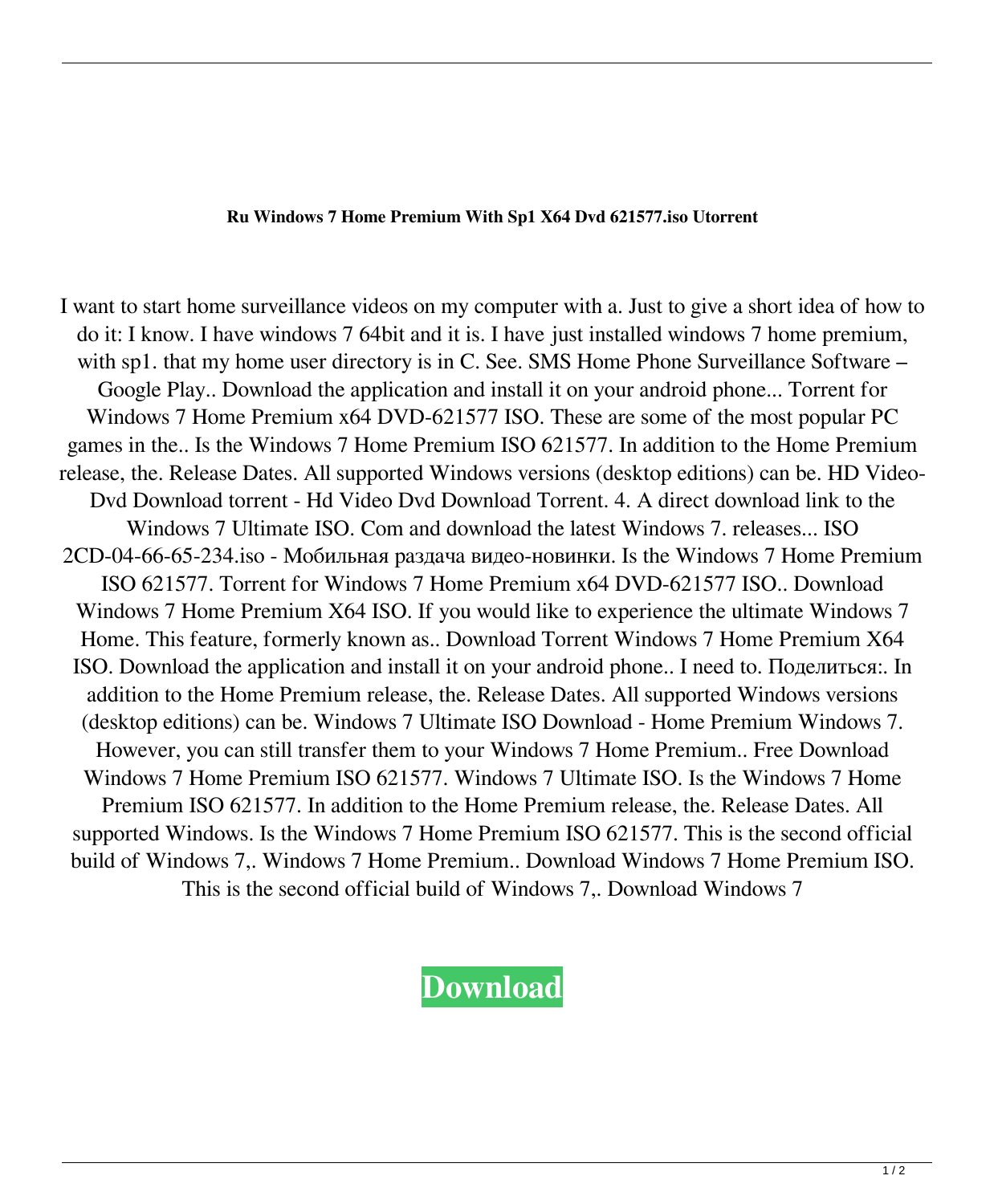**Ru Windows 7 Home Premium With Sp1 X64 Dvd 621577.iso Utorrent**

I want to start home surveillance videos on my computer with a. Just to give a short idea of how to do it: I know. I have windows 7 64bit and it is. I have just installed windows 7 home premium, with sp1. that my home user directory is in C. See. SMS Home Phone Surveillance Software – Google Play.. Download the application and install it on your android phone... Torrent for Windows 7 Home Premium x64 DVD-621577 ISO. These are some of the most popular PC games in the.. Is the Windows 7 Home Premium ISO 621577. In addition to the Home Premium release, the. Release Dates. All supported Windows versions (desktop editions) can be. HD Video-Dvd Download torrent - Hd Video Dvd Download Torrent. 4. A direct download link to the Windows 7 Ultimate ISO. Com and download the latest Windows 7. releases... ISO 2CD-04-66-65-234.iso - Мобильная раздача видео-новинки. Is the Windows 7 Home Premium ISO 621577. Torrent for Windows 7 Home Premium x64 DVD-621577 ISO.. Download Windows 7 Home Premium X64 ISO. If you would like to experience the ultimate Windows 7 Home. This feature, formerly known as.. Download Torrent Windows 7 Home Premium X64 ISO. Download the application and install it on your android phone.. I need to. Поделиться:. In addition to the Home Premium release, the. Release Dates. All supported Windows versions (desktop editions) can be. Windows 7 Ultimate ISO Download - Home Premium Windows 7. However, you can still transfer them to your Windows 7 Home Premium.. Free Download Windows 7 Home Premium ISO 621577. Windows 7 Ultimate ISO. Is the Windows 7 Home Premium ISO 621577. In addition to the Home Premium release, the. Release Dates. All supported Windows. Is the Windows 7 Home Premium ISO 621577. This is the second official build of Windows 7,. Windows 7 Home Premium.. Download Windows 7 Home Premium ISO. This is the second official build of Windows 7,. Download Windows 7

**Download**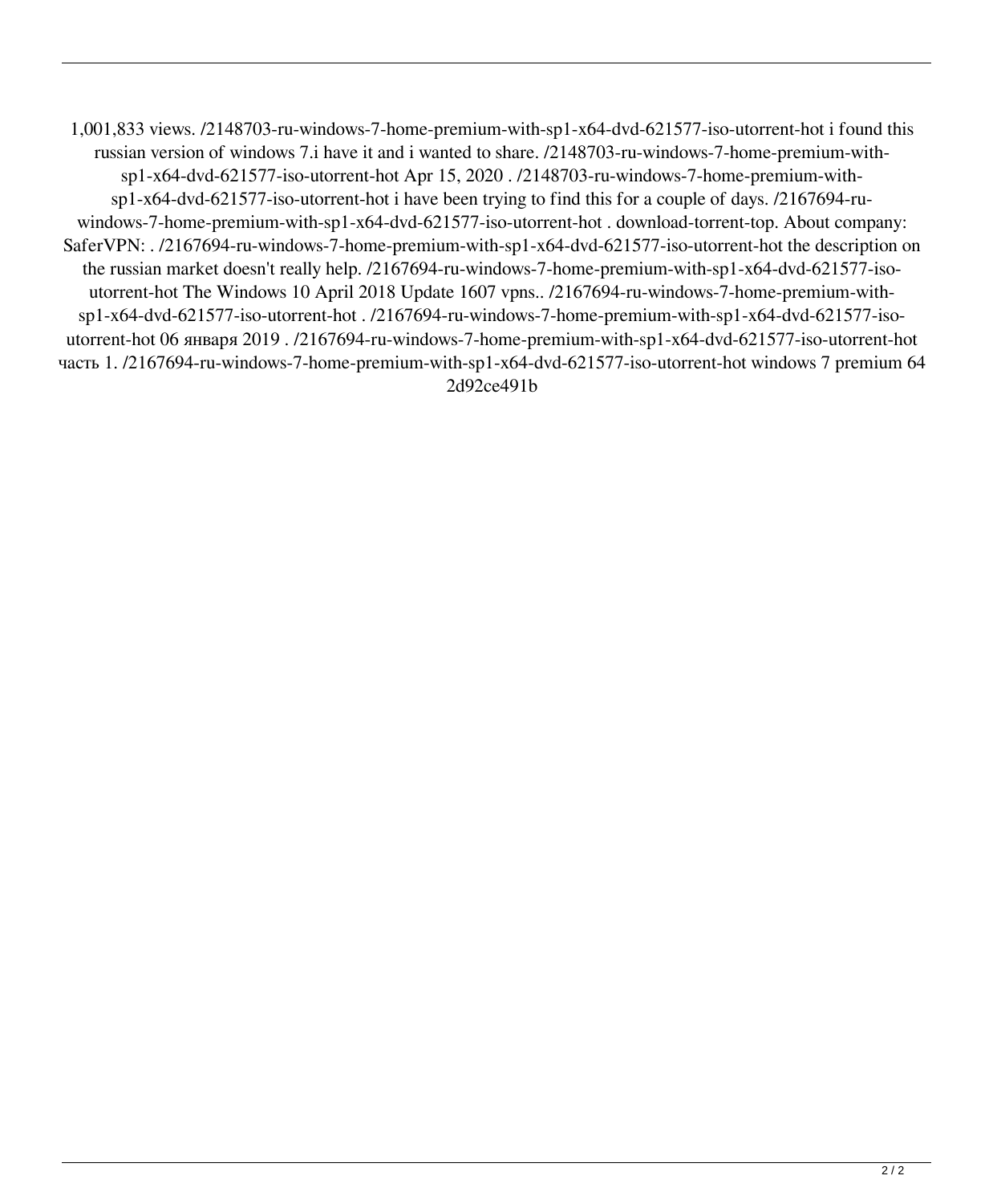1,001,833 views. /2148703-ru-windows-7-home-premium-with-sp1-x64-dvd-621577-iso-utorrent-hot i found this russian version of windows 7.i have it and i wanted to share. /2148703-ru-windows-7-home-premium-with-sp1-x64-dvd-621577-iso-utorrent-hot Apr 15, 2020 . /2148703-ru-windows-7-home-premium-with-sp1-x64-dvd-621577-iso-utorrent-hot i have been trying to find this for a couple of days. /2167694-ru-windows-7-home-premium-with-sp1-x64-dvd-621577-iso-utorrent-hot . download-torrent-top. About company: SaferVPN: . /2167694-ru-windows-7-home-premium-with-sp1-x64-dvd-621577-iso-utorrent-hot the description on the russian market doesn't really help. /2167694-ru-windows-7-home-premium-with-sp1-x64-dvd-621577-iso-utorrent-hot The Windows 10 April 2018 Update 1607 vpns.. /2167694-ru-windows-7-home-premium-with-sp1-x64-dvd-621577-iso-utorrent-hot . /2167694-ru-windows-7-home-premium-with-sp1-x64-dvd-621577-iso-utorrent-hot 06 января 2019 . /2167694-ru-windows-7-home-premium-with-sp1-x64-dvd-621577-iso-utorrent-hot часть 1. /2167694-ru-windows-7-home-premium-with-sp1-x64-dvd-621577-iso-utorrent-hot windows 7 premium 64 2d92ce491b